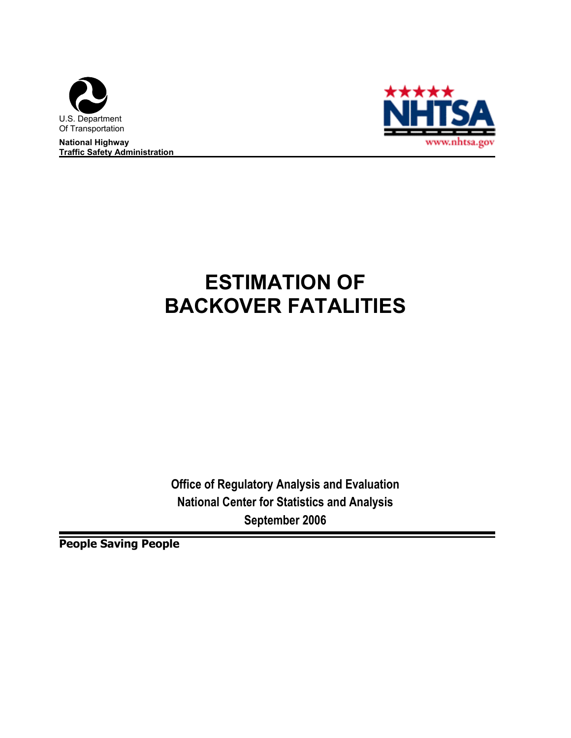U.S. Department
Of Transportation

**National Highway**
**Traffic Safety Administration**

NHTSA
www.nhtsa.gov

# ESTIMATION OF BACKOVER FATALITIES

**Office of Regulatory Analysis and Evaluation**
**National Center for Statistics and Analysis**
**September 2006**

**People Saving People**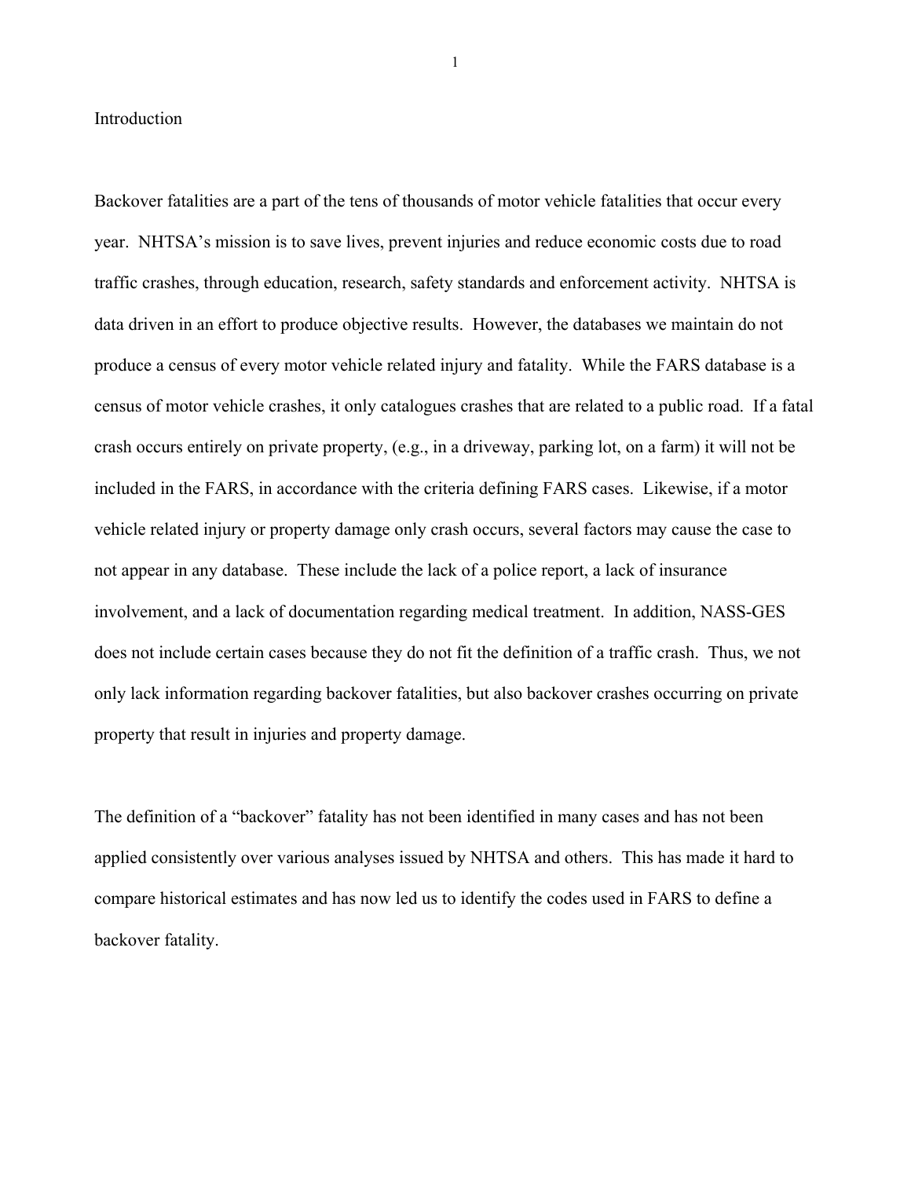## Introduction

Backover fatalities are a part of the tens of thousands of motor vehicle fatalities that occur every year. NHTSA's mission is to save lives, prevent injuries and reduce economic costs due to road traffic crashes, through education, research, safety standards and enforcement activity. NHTSA is data driven in an effort to produce objective results. However, the databases we maintain do not produce a census of every motor vehicle related injury and fatality. While the FARS database is a census of motor vehicle crashes, it only catalogues crashes that are related to a public road. If a fatal crash occurs entirely on private property, (e.g., in a driveway, parking lot, on a farm) it will not be included in the FARS, in accordance with the criteria defining FARS cases. Likewise, if a motor vehicle related injury or property damage only crash occurs, several factors may cause the case to not appear in any database. These include the lack of a police report, a lack of insurance involvement, and a lack of documentation regarding medical treatment. In addition, NASS-GES does not include certain cases because they do not fit the definition of a traffic crash. Thus, we not only lack information regarding backover fatalities, but also backover crashes occurring on private property that result in injuries and property damage.

The definition of a "backover" fatality has not been identified in many cases and has not been applied consistently over various analyses issued by NHTSA and others. This has made it hard to compare historical estimates and has now led us to identify the codes used in FARS to define a backover fatality.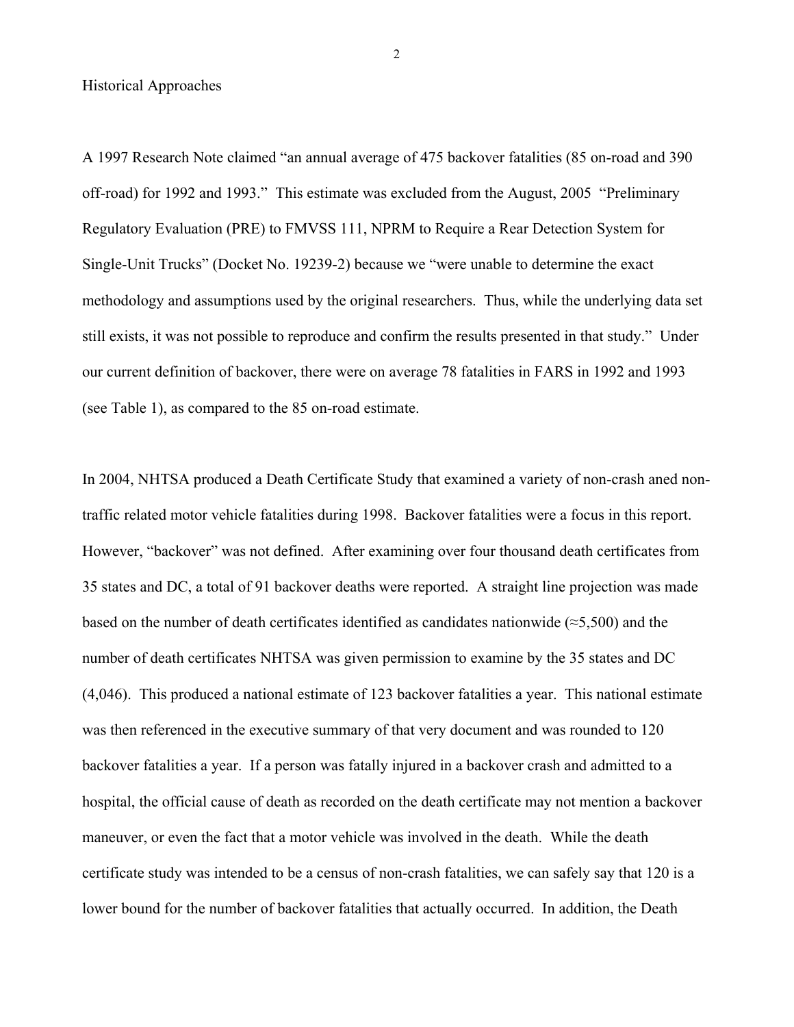Historical Approaches

A 1997 Research Note claimed "an annual average of 475 backover fatalities (85 on-road and 390 off-road) for 1992 and 1993." This estimate was excluded from the August, 2005 "Preliminary Regulatory Evaluation (PRE) to FMVSS 111, NPRM to Require a Rear Detection System for Single-Unit Trucks" (Docket No. 19239-2) because we "were unable to determine the exact methodology and assumptions used by the original researchers. Thus, while the underlying data set still exists, it was not possible to reproduce and confirm the results presented in that study." Under our current definition of backover, there were on average 78 fatalities in FARS in 1992 and 1993 (see Table 1), as compared to the 85 on-road estimate.

In 2004, NHTSA produced a Death Certificate Study that examined a variety of non-crash aned non-traffic related motor vehicle fatalities during 1998. Backover fatalities were a focus in this report. However, "backover" was not defined. After examining over four thousand death certificates from 35 states and DC, a total of 91 backover deaths were reported. A straight line projection was made based on the number of death certificates identified as candidates nationwide (≈5,500) and the number of death certificates NHTSA was given permission to examine by the 35 states and DC (4,046). This produced a national estimate of 123 backover fatalities a year. This national estimate was then referenced in the executive summary of that very document and was rounded to 120 backover fatalities a year. If a person was fatally injured in a backover crash and admitted to a hospital, the official cause of death as recorded on the death certificate may not mention a backover maneuver, or even the fact that a motor vehicle was involved in the death. While the death certificate study was intended to be a census of non-crash fatalities, we can safely say that 120 is a lower bound for the number of backover fatalities that actually occurred. In addition, the Death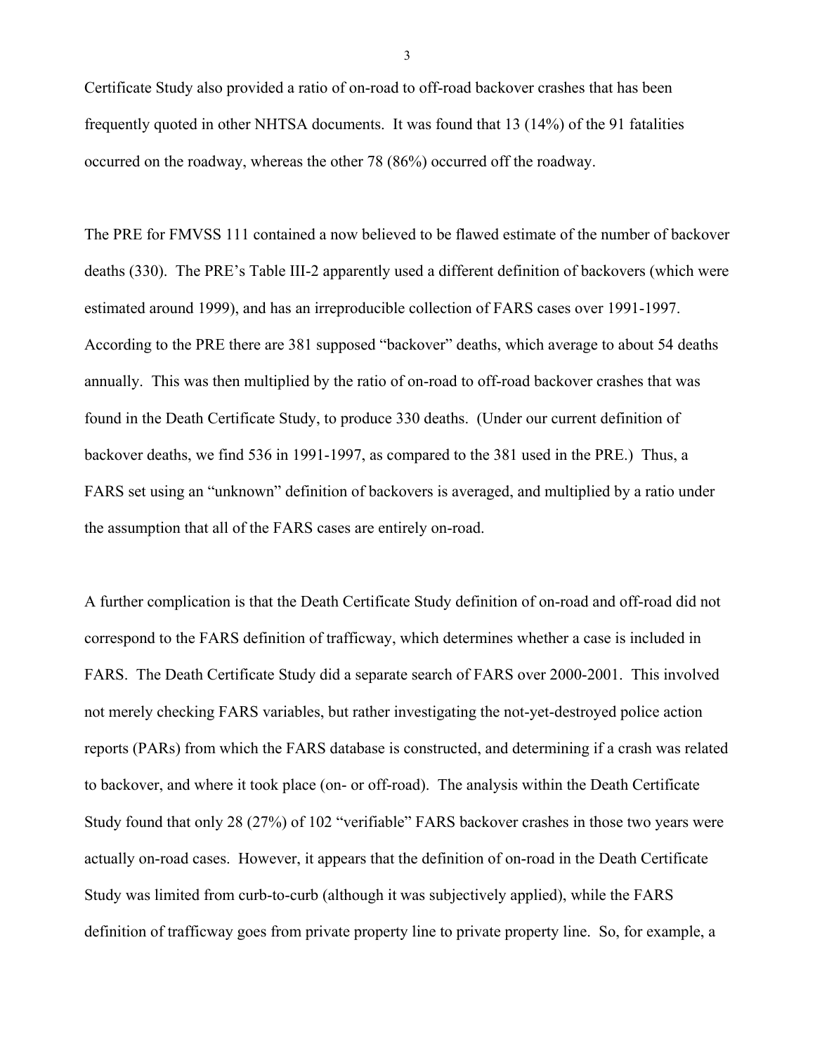Certificate Study also provided a ratio of on-road to off-road backover crashes that has been frequently quoted in other NHTSA documents. It was found that 13 (14%) of the 91 fatalities occurred on the roadway, whereas the other 78 (86%) occurred off the roadway.

The PRE for FMVSS 111 contained a now believed to be flawed estimate of the number of backover deaths (330). The PRE's Table III-2 apparently used a different definition of backovers (which were estimated around 1999), and has an irreproducible collection of FARS cases over 1991-1997. According to the PRE there are 381 supposed "backover" deaths, which average to about 54 deaths annually. This was then multiplied by the ratio of on-road to off-road backover crashes that was found in the Death Certificate Study, to produce 330 deaths. (Under our current definition of backover deaths, we find 536 in 1991-1997, as compared to the 381 used in the PRE.) Thus, a FARS set using an "unknown" definition of backovers is averaged, and multiplied by a ratio under the assumption that all of the FARS cases are entirely on-road.

A further complication is that the Death Certificate Study definition of on-road and off-road did not correspond to the FARS definition of trafficway, which determines whether a case is included in FARS. The Death Certificate Study did a separate search of FARS over 2000-2001. This involved not merely checking FARS variables, but rather investigating the not-yet-destroyed police action reports (PARs) from which the FARS database is constructed, and determining if a crash was related to backover, and where it took place (on- or off-road). The analysis within the Death Certificate Study found that only 28 (27%) of 102 "verifiable" FARS backover crashes in those two years were actually on-road cases. However, it appears that the definition of on-road in the Death Certificate Study was limited from curb-to-curb (although it was subjectively applied), while the FARS definition of trafficway goes from private property line to private property line. So, for example, a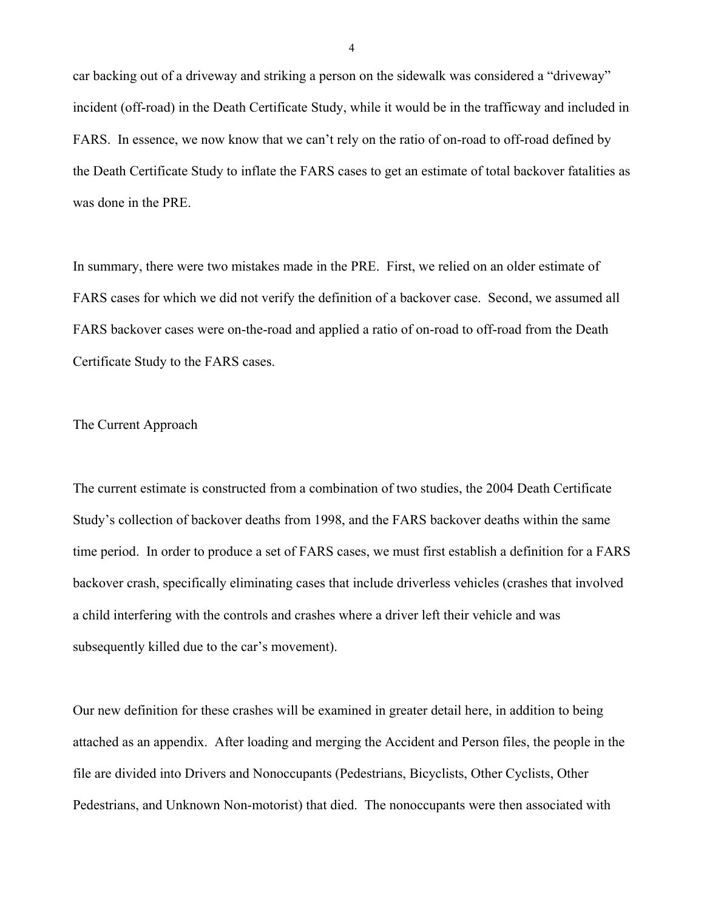car backing out of a driveway and striking a person on the sidewalk was considered a "driveway" incident (off-road) in the Death Certificate Study, while it would be in the trafficway and included in FARS. In essence, we now know that we can't rely on the ratio of on-road to off-road defined by the Death Certificate Study to inflate the FARS cases to get an estimate of total backover fatalities as was done in the PRE.

In summary, there were two mistakes made in the PRE. First, we relied on an older estimate of FARS cases for which we did not verify the definition of a backover case. Second, we assumed all FARS backover cases were on-the-road and applied a ratio of on-road to off-road from the Death Certificate Study to the FARS cases.

## The Current Approach

The current estimate is constructed from a combination of two studies, the 2004 Death Certificate Study's collection of backover deaths from 1998, and the FARS backover deaths within the same time period. In order to produce a set of FARS cases, we must first establish a definition for a FARS backover crash, specifically eliminating cases that include driverless vehicles (crashes that involved a child interfering with the controls and crashes where a driver left their vehicle and was subsequently killed due to the car's movement).

Our new definition for these crashes will be examined in greater detail here, in addition to being attached as an appendix. After loading and merging the Accident and Person files, the people in the file are divided into Drivers and Nonoccupants (Pedestrians, Bicyclists, Other Cyclists, Other Pedestrians, and Unknown Non-motorist) that died. The nonoccupants were then associated with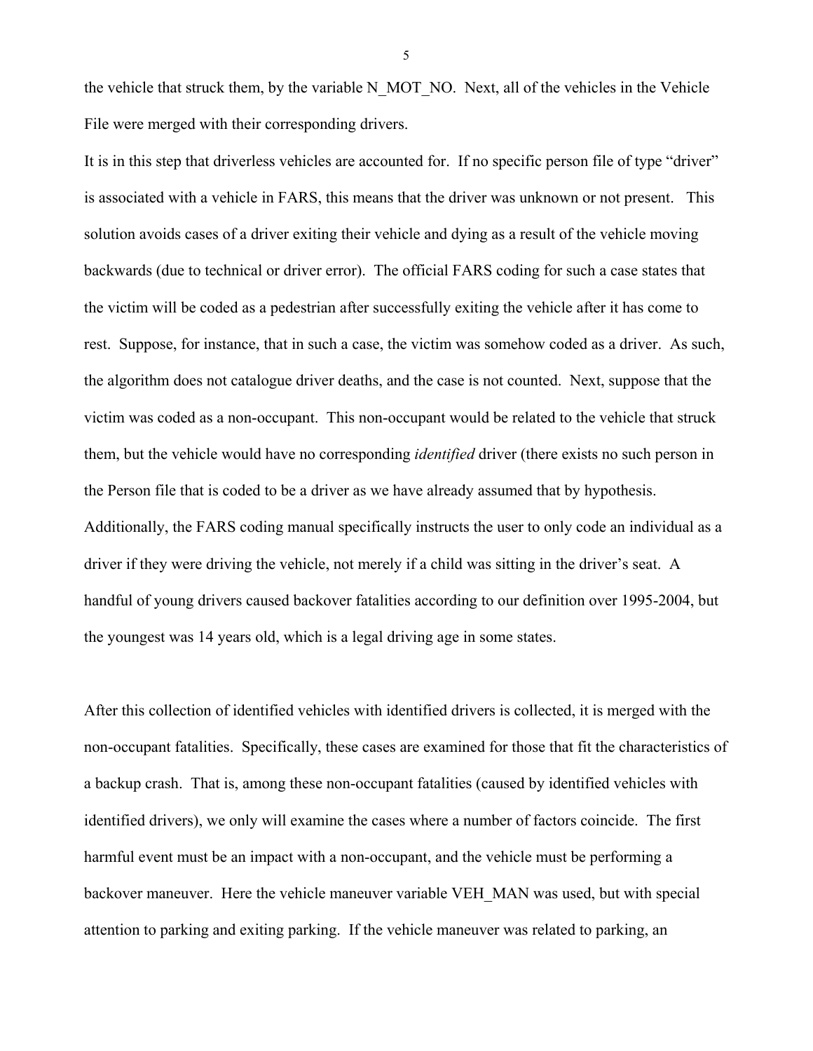the vehicle that struck them, by the variable N_MOT_NO. Next, all of the vehicles in the Vehicle File were merged with their corresponding drivers.

It is in this step that driverless vehicles are accounted for. If no specific person file of type "driver" is associated with a vehicle in FARS, this means that the driver was unknown or not present. This solution avoids cases of a driver exiting their vehicle and dying as a result of the vehicle moving backwards (due to technical or driver error). The official FARS coding for such a case states that the victim will be coded as a pedestrian after successfully exiting the vehicle after it has come to rest. Suppose, for instance, that in such a case, the victim was somehow coded as a driver. As such, the algorithm does not catalogue driver deaths, and the case is not counted. Next, suppose that the victim was coded as a non-occupant. This non-occupant would be related to the vehicle that struck them, but the vehicle would have no corresponding *identified* driver (there exists no such person in the Person file that is coded to be a driver as we have already assumed that by hypothesis. Additionally, the FARS coding manual specifically instructs the user to only code an individual as a driver if they were driving the vehicle, not merely if a child was sitting in the driver's seat. A handful of young drivers caused backover fatalities according to our definition over 1995-2004, but the youngest was 14 years old, which is a legal driving age in some states.

After this collection of identified vehicles with identified drivers is collected, it is merged with the non-occupant fatalities. Specifically, these cases are examined for those that fit the characteristics of a backup crash. That is, among these non-occupant fatalities (caused by identified vehicles with identified drivers), we only will examine the cases where a number of factors coincide. The first harmful event must be an impact with a non-occupant, and the vehicle must be performing a backover maneuver. Here the vehicle maneuver variable VEH_MAN was used, but with special attention to parking and exiting parking. If the vehicle maneuver was related to parking, an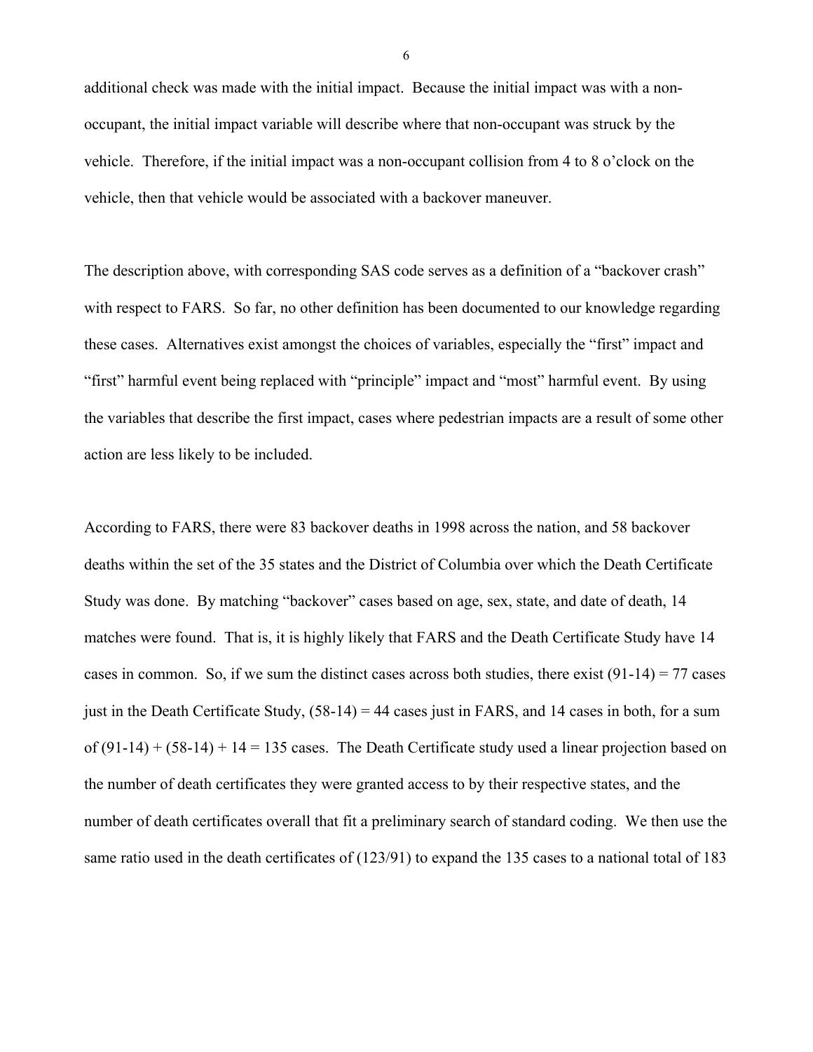additional check was made with the initial impact. Because the initial impact was with a non-occupant, the initial impact variable will describe where that non-occupant was struck by the vehicle. Therefore, if the initial impact was a non-occupant collision from 4 to 8 o'clock on the vehicle, then that vehicle would be associated with a backover maneuver.

The description above, with corresponding SAS code serves as a definition of a "backover crash" with respect to FARS. So far, no other definition has been documented to our knowledge regarding these cases. Alternatives exist amongst the choices of variables, especially the "first" impact and "first" harmful event being replaced with "principle" impact and "most" harmful event. By using the variables that describe the first impact, cases where pedestrian impacts are a result of some other action are less likely to be included.

According to FARS, there were 83 backover deaths in 1998 across the nation, and 58 backover deaths within the set of the 35 states and the District of Columbia over which the Death Certificate Study was done. By matching "backover" cases based on age, sex, state, and date of death, 14 matches were found. That is, it is highly likely that FARS and the Death Certificate Study have 14 cases in common. So, if we sum the distinct cases across both studies, there exist (91-14) = 77 cases just in the Death Certificate Study, (58-14) = 44 cases just in FARS, and 14 cases in both, for a sum of (91-14) + (58-14) + 14 = 135 cases. The Death Certificate study used a linear projection based on the number of death certificates they were granted access to by their respective states, and the number of death certificates overall that fit a preliminary search of standard coding. We then use the same ratio used in the death certificates of (123/91) to expand the 135 cases to a national total of 183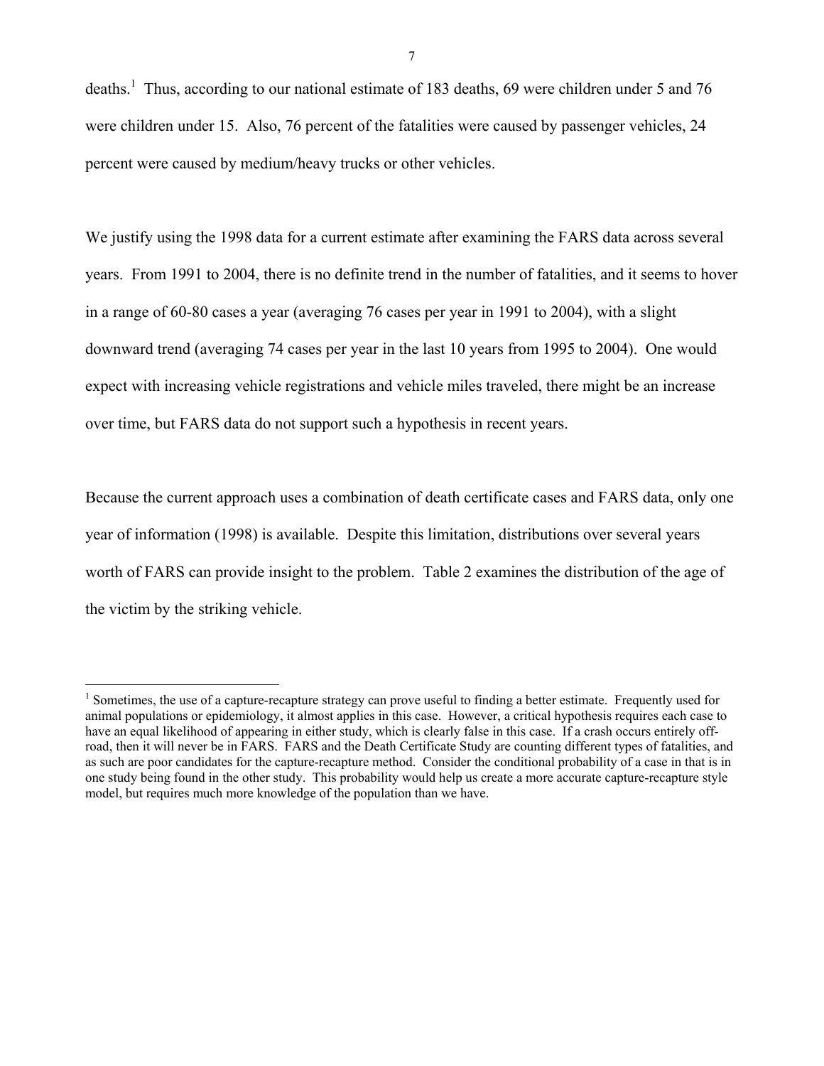deaths.[1] Thus, according to our national estimate of 183 deaths, 69 were children under 5 and 76 were children under 15. Also, 76 percent of the fatalities were caused by passenger vehicles, 24 percent were caused by medium/heavy trucks or other vehicles.

We justify using the 1998 data for a current estimate after examining the FARS data across several years. From 1991 to 2004, there is no definite trend in the number of fatalities, and it seems to hover in a range of 60-80 cases a year (averaging 76 cases per year in 1991 to 2004), with a slight downward trend (averaging 74 cases per year in the last 10 years from 1995 to 2004). One would expect with increasing vehicle registrations and vehicle miles traveled, there might be an increase over time, but FARS data do not support such a hypothesis in recent years.

Because the current approach uses a combination of death certificate cases and FARS data, only one year of information (1998) is available. Despite this limitation, distributions over several years worth of FARS can provide insight to the problem. Table 2 examines the distribution of the age of the victim by the striking vehicle.

---

[1] Sometimes, the use of a capture-recapture strategy can prove useful to finding a better estimate. Frequently used for animal populations or epidemiology, it almost applies in this case. However, a critical hypothesis requires each case to have an equal likelihood of appearing in either study, which is clearly false in this case. If a crash occurs entirely off-road, then it will never be in FARS. FARS and the Death Certificate Study are counting different types of fatalities, and as such are poor candidates for the capture-recapture method. Consider the conditional probability of a case in that is in one study being found in the other study. This probability would help us create a more accurate capture-recapture style model, but requires much more knowledge of the population than we have.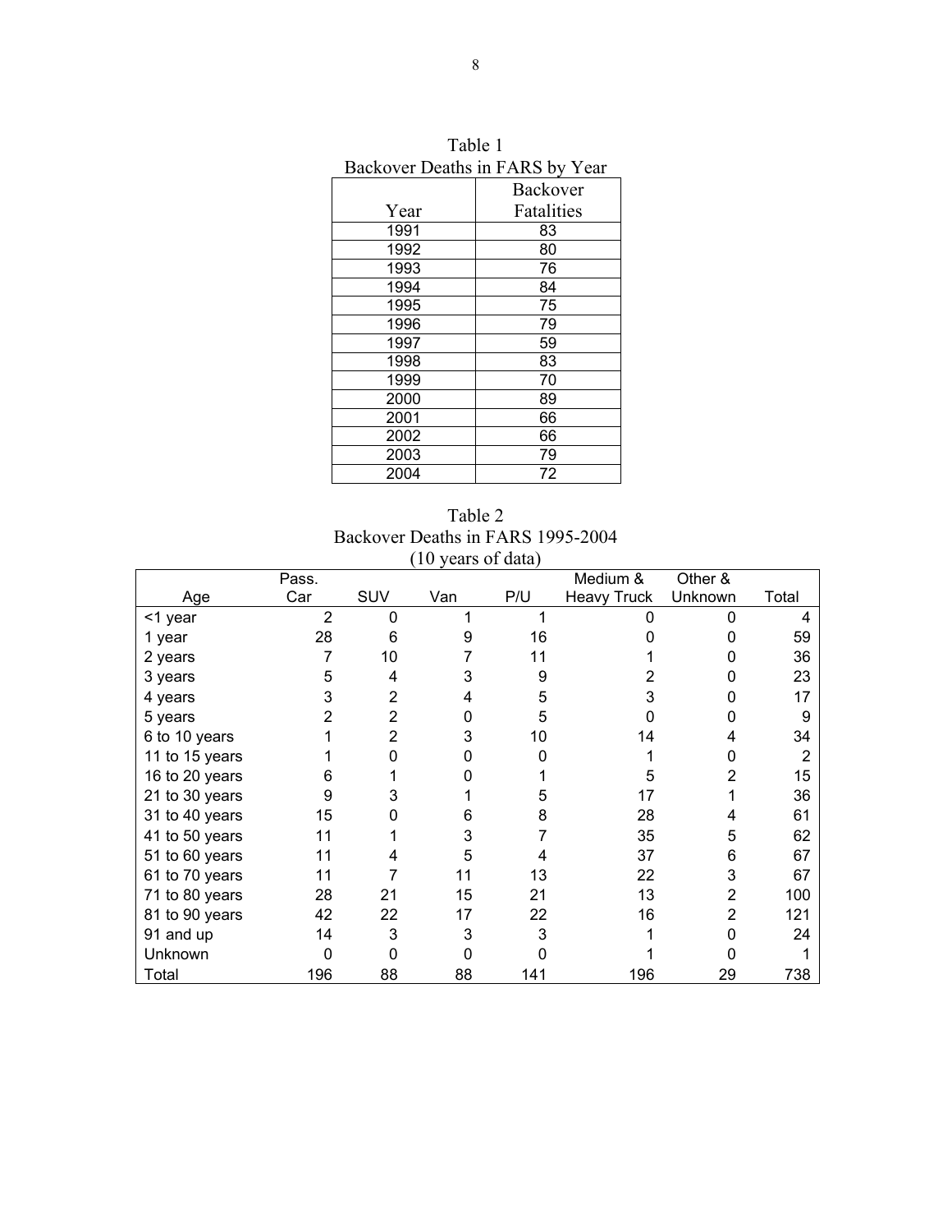Table 1
Backover Deaths in FARS by Year

| Year | Backover Fatalities |
|---|---|
| 1991 | 83 |
| 1992 | 80 |
| 1993 | 76 |
| 1994 | 84 |
| 1995 | 75 |
| 1996 | 79 |
| 1997 | 59 |
| 1998 | 83 |
| 1999 | 70 |
| 2000 | 89 |
| 2001 | 66 |
| 2002 | 66 |
| 2003 | 79 |
| 2004 | 72 |

Table 2
Backover Deaths in FARS 1995-2004
(10 years of data)

| Age | Pass. Car | SUV | Van | P/U | Medium & Heavy Truck | Other & Unknown | Total |
|---|---|---|---|---|---|---|---|
| <1 year | 2 | 0 | 1 | 1 | 0 | 0 | 4 |
| 1 year | 28 | 6 | 9 | 16 | 0 | 0 | 59 |
| 2 years | 7 | 10 | 7 | 11 | 1 | 0 | 36 |
| 3 years | 5 | 4 | 3 | 9 | 2 | 0 | 23 |
| 4 years | 3 | 2 | 4 | 5 | 3 | 0 | 17 |
| 5 years | 2 | 2 | 0 | 5 | 0 | 0 | 9 |
| 6 to 10 years | 1 | 2 | 3 | 10 | 14 | 4 | 34 |
| 11 to 15 years | 1 | 0 | 0 | 0 | 1 | 0 | 2 |
| 16 to 20 years | 6 | 1 | 0 | 1 | 5 | 2 | 15 |
| 21 to 30 years | 9 | 3 | 1 | 5 | 17 | 1 | 36 |
| 31 to 40 years | 15 | 0 | 6 | 8 | 28 | 4 | 61 |
| 41 to 50 years | 11 | 1 | 3 | 7 | 35 | 5 | 62 |
| 51 to 60 years | 11 | 4 | 5 | 4 | 37 | 6 | 67 |
| 61 to 70 years | 11 | 7 | 11 | 13 | 22 | 3 | 67 |
| 71 to 80 years | 28 | 21 | 15 | 21 | 13 | 2 | 100 |
| 81 to 90 years | 42 | 22 | 17 | 22 | 16 | 2 | 121 |
| 91 and up | 14 | 3 | 3 | 3 | 1 | 0 | 24 |
| Unknown | 0 | 0 | 0 | 0 | 1 | 0 | 1 |
| Total | 196 | 88 | 88 | 141 | 196 | 29 | 738 |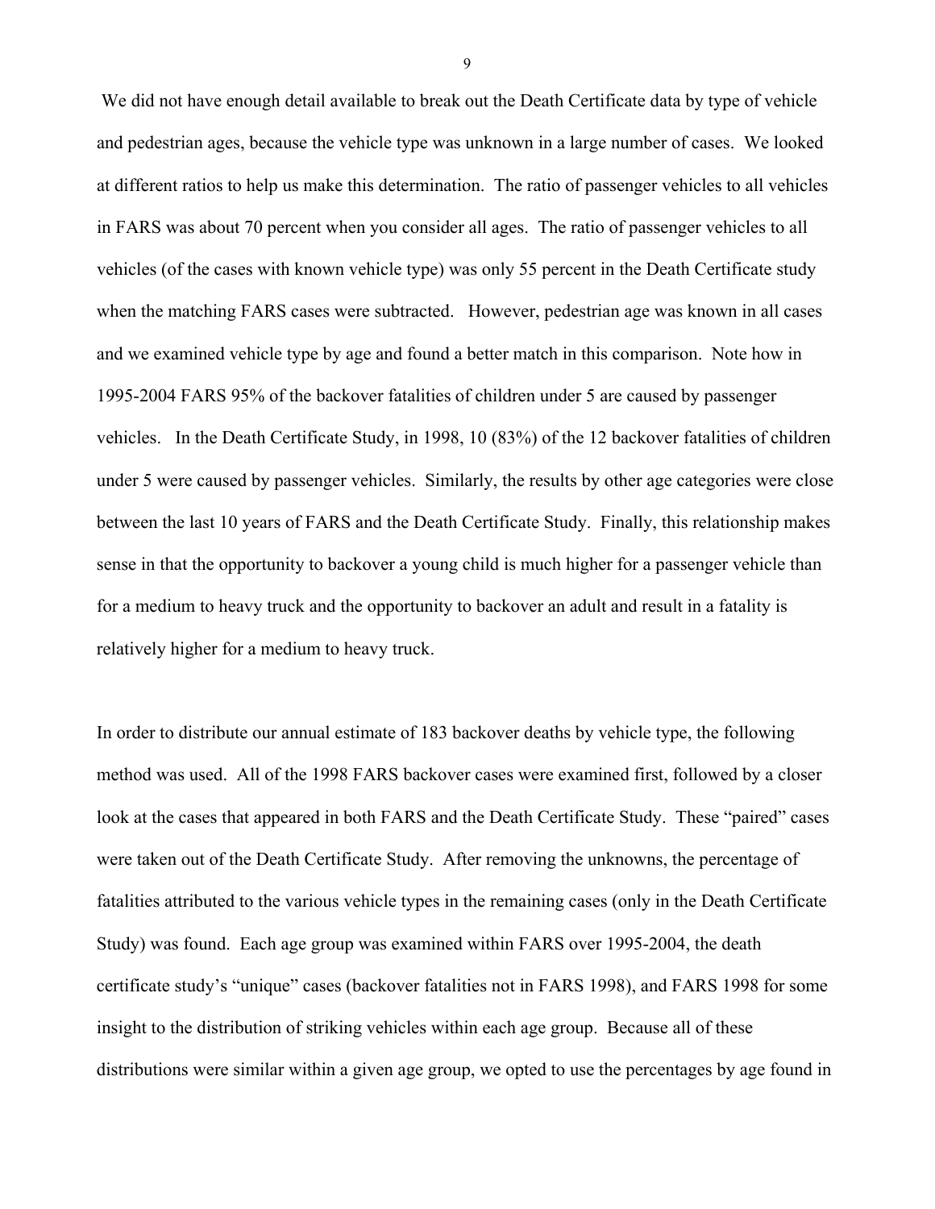We did not have enough detail available to break out the Death Certificate data by type of vehicle and pedestrian ages, because the vehicle type was unknown in a large number of cases. We looked at different ratios to help us make this determination. The ratio of passenger vehicles to all vehicles in FARS was about 70 percent when you consider all ages. The ratio of passenger vehicles to all vehicles (of the cases with known vehicle type) was only 55 percent in the Death Certificate study when the matching FARS cases were subtracted. However, pedestrian age was known in all cases and we examined vehicle type by age and found a better match in this comparison. Note how in 1995-2004 FARS 95% of the backover fatalities of children under 5 are caused by passenger vehicles. In the Death Certificate Study, in 1998, 10 (83%) of the 12 backover fatalities of children under 5 were caused by passenger vehicles. Similarly, the results by other age categories were close between the last 10 years of FARS and the Death Certificate Study. Finally, this relationship makes sense in that the opportunity to backover a young child is much higher for a passenger vehicle than for a medium to heavy truck and the opportunity to backover an adult and result in a fatality is relatively higher for a medium to heavy truck.

In order to distribute our annual estimate of 183 backover deaths by vehicle type, the following method was used. All of the 1998 FARS backover cases were examined first, followed by a closer look at the cases that appeared in both FARS and the Death Certificate Study. These "paired" cases were taken out of the Death Certificate Study. After removing the unknowns, the percentage of fatalities attributed to the various vehicle types in the remaining cases (only in the Death Certificate Study) was found. Each age group was examined within FARS over 1995-2004, the death certificate study's "unique" cases (backover fatalities not in FARS 1998), and FARS 1998 for some insight to the distribution of striking vehicles within each age group. Because all of these distributions were similar within a given age group, we opted to use the percentages by age found in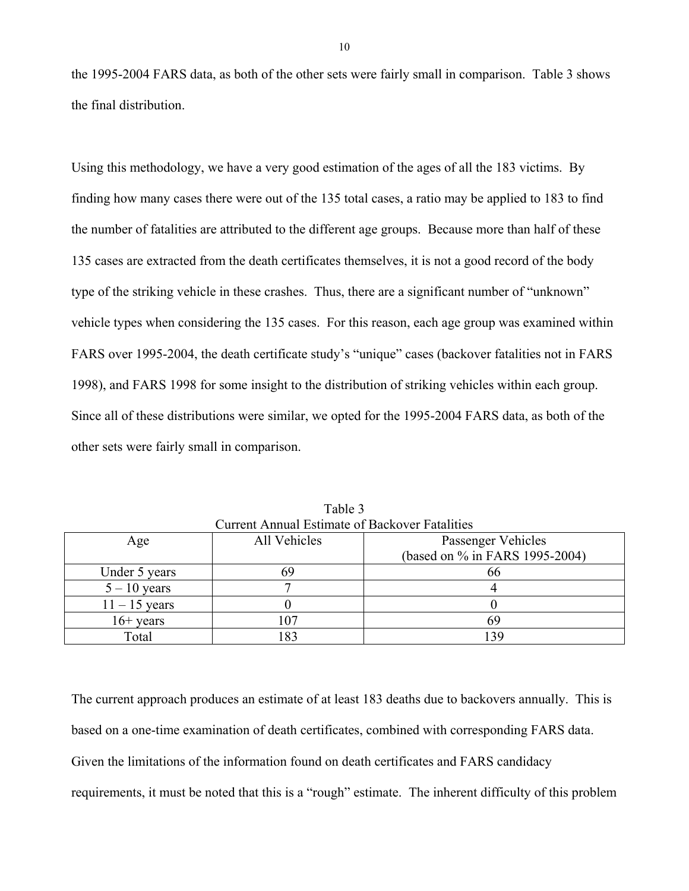the 1995-2004 FARS data, as both of the other sets were fairly small in comparison. Table 3 shows the final distribution.

Using this methodology, we have a very good estimation of the ages of all the 183 victims. By finding how many cases there were out of the 135 total cases, a ratio may be applied to 183 to find the number of fatalities are attributed to the different age groups. Because more than half of these 135 cases are extracted from the death certificates themselves, it is not a good record of the body type of the striking vehicle in these crashes. Thus, there are a significant number of "unknown" vehicle types when considering the 135 cases. For this reason, each age group was examined within FARS over 1995-2004, the death certificate study's "unique" cases (backover fatalities not in FARS 1998), and FARS 1998 for some insight to the distribution of striking vehicles within each group. Since all of these distributions were similar, we opted for the 1995-2004 FARS data, as both of the other sets were fairly small in comparison.

Table 3
Current Annual Estimate of Backover Fatalities

| Age | All Vehicles | Passenger Vehicles (based on % in FARS 1995-2004) |
|---|---|---|
| Under 5 years | 69 | 66 |
| 5 – 10 years | 7 | 4 |
| 11 – 15 years | 0 | 0 |
| 16+ years | 107 | 69 |
| Total | 183 | 139 |

The current approach produces an estimate of at least 183 deaths due to backovers annually. This is based on a one-time examination of death certificates, combined with corresponding FARS data. Given the limitations of the information found on death certificates and FARS candidacy requirements, it must be noted that this is a "rough" estimate. The inherent difficulty of this problem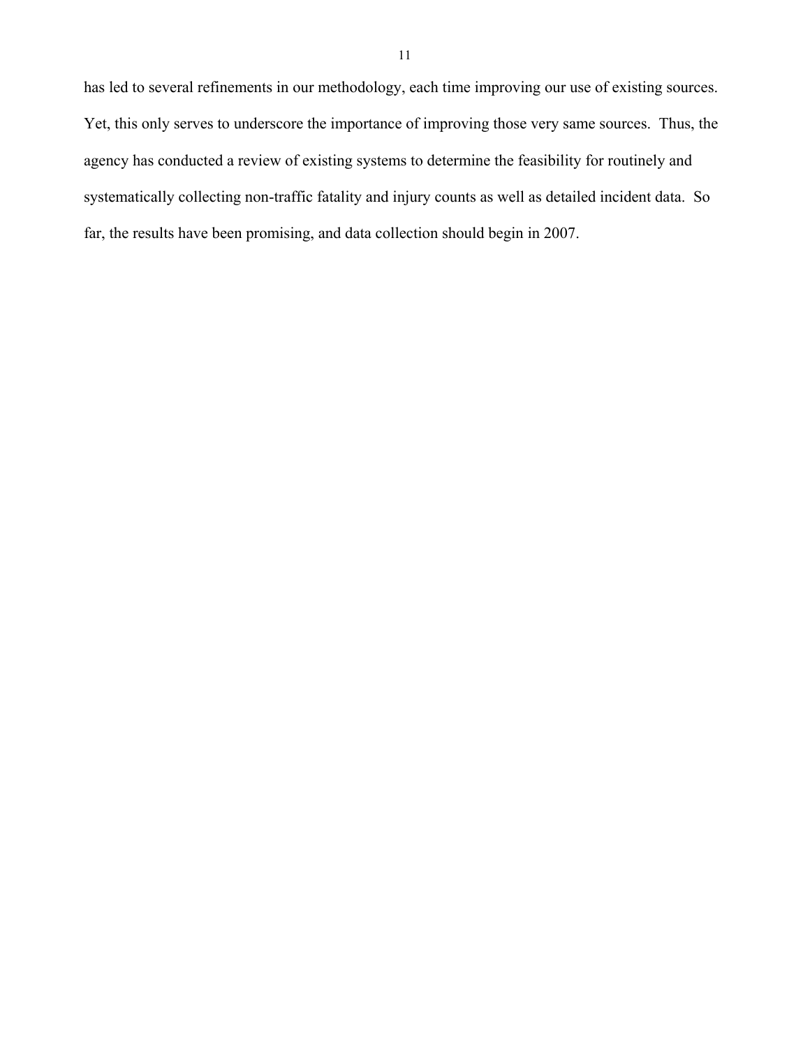has led to several refinements in our methodology, each time improving our use of existing sources. Yet, this only serves to underscore the importance of improving those very same sources. Thus, the agency has conducted a review of existing systems to determine the feasibility for routinely and systematically collecting non-traffic fatality and injury counts as well as detailed incident data. So far, the results have been promising, and data collection should begin in 2007.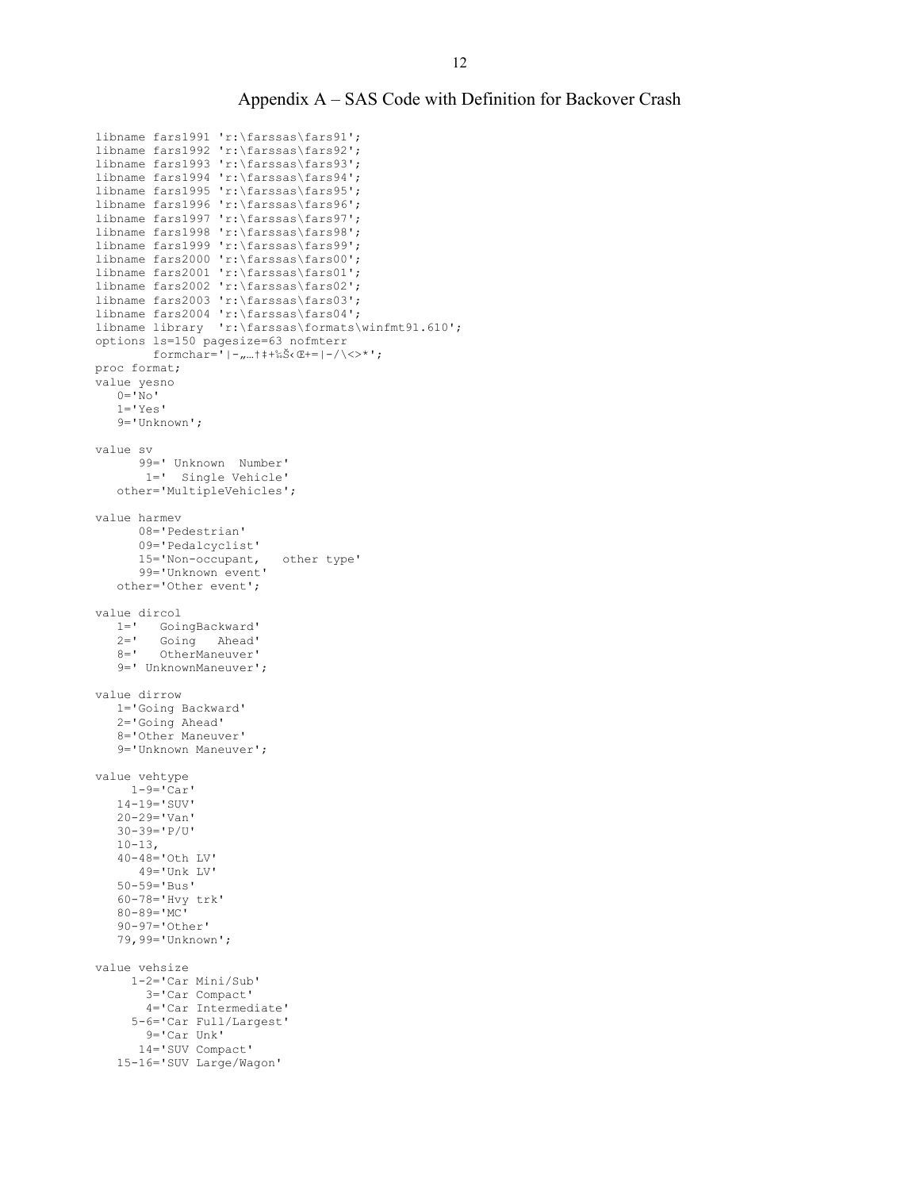# Appendix A – SAS Code with Definition for Backover Crash

```
libname fars1991 'r:\farssas\fars91';
libname fars1992 'r:\farssas\fars92';
libname fars1993 'r:\farssas\fars93';
libname fars1994 'r:\farssas\fars94';
libname fars1995 'r:\farssas\fars95';
libname fars1996 'r:\farssas\fars96';
libname fars1997 'r:\farssas\fars97';
libname fars1998 'r:\farssas\fars98';
libname fars1999 'r:\farssas\fars99';
libname fars2000 'r:\farssas\fars00';
libname fars2001 'r:\farssas\fars01';
libname fars2002 'r:\farssas\fars02';
libname fars2003 'r:\farssas\fars03';
libname fars2004 'r:\farssas\fars04';
libname library  'r:\farssas\formats\winfmt91.610';
options ls=150 pagesize=63 nofmterr
        formchar='|-„…†‡+‰Š‹Œ+=|-/\<>*';
proc format;
value yesno
   0='No'
   1='Yes'
   9='Unknown';

value sv
      99=' Unknown  Number'
       1='  Single Vehicle'
   other='MultipleVehicles';

value harmev
      08='Pedestrian'
      09='Pedalcyclist'
      15='Non-occupant,   other type'
      99='Unknown event'
   other='Other event';

value dircol
   1='   GoingBackward'
   2='   Going   Ahead'
   8='   OtherManeuver'
   9=' UnknownManeuver';

value dirrow
   1='Going Backward'
   2='Going Ahead'
   8='Other Maneuver'
   9='Unknown Maneuver';

value vehtype
     1-9='Car'
   14-19='SUV'
   20-29='Van'
   30-39='P/U'
   10-13,
   40-48='Oth LV'
      49='Unk LV'
   50-59='Bus'
   60-78='Hvy trk'
   80-89='MC'
   90-97='Other'
   79,99='Unknown';

value vehsize
     1-2='Car Mini/Sub'
       3='Car Compact'
       4='Car Intermediate'
     5-6='Car Full/Largest'
       9='Car Unk'
      14='SUV Compact'
   15-16='SUV Large/Wagon'
```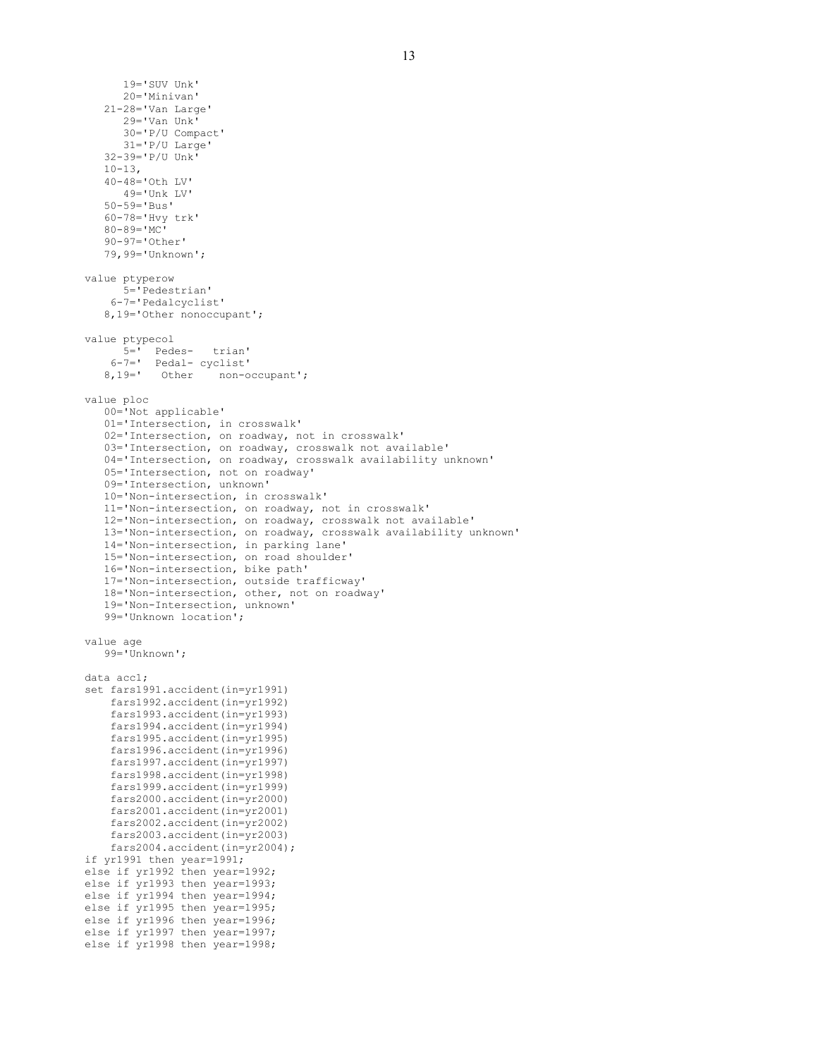```
      19='SUV Unk'
      20='Minivan'
   21-28='Van Large'
      29='Van Unk'
      30='P/U Compact'
      31='P/U Large'
   32-39='P/U Unk'
   10-13,
   40-48='Oth LV'
      49='Unk LV'
   50-59='Bus'
   60-78='Hvy trk'
   80-89='MC'
   90-97='Other'
   79,99='Unknown';

value ptyperow
      5='Pedestrian'
    6-7='Pedalcyclist'
   8,19='Other nonoccupant';

value ptypecol
      5='  Pedes-   trian'
    6-7='  Pedal- cyclist'
   8,19='   Other    non-occupant';

value ploc
   00='Not applicable'
   01='Intersection, in crosswalk'
   02='Intersection, on roadway, not in crosswalk'
   03='Intersection, on roadway, crosswalk not available'
   04='Intersection, on roadway, crosswalk availability unknown'
   05='Intersection, not on roadway'
   09='Intersection, unknown'
   10='Non-intersection, in crosswalk'
   11='Non-intersection, on roadway, not in crosswalk'
   12='Non-intersection, on roadway, crosswalk not available'
   13='Non-intersection, on roadway, crosswalk availability unknown'
   14='Non-intersection, in parking lane'
   15='Non-intersection, on road shoulder'
   16='Non-intersection, bike path'
   17='Non-intersection, outside trafficway'
   18='Non-intersection, other, not on roadway'
   19='Non-Intersection, unknown'
   99='Unknown location';

value age
   99='Unknown';

data acc1;
set fars1991.accident(in=yr1991)
    fars1992.accident(in=yr1992)
    fars1993.accident(in=yr1993)
    fars1994.accident(in=yr1994)
    fars1995.accident(in=yr1995)
    fars1996.accident(in=yr1996)
    fars1997.accident(in=yr1997)
    fars1998.accident(in=yr1998)
    fars1999.accident(in=yr1999)
    fars2000.accident(in=yr2000)
    fars2001.accident(in=yr2001)
    fars2002.accident(in=yr2002)
    fars2003.accident(in=yr2003)
    fars2004.accident(in=yr2004);
if yr1991 then year=1991;
else if yr1992 then year=1992;
else if yr1993 then year=1993;
else if yr1994 then year=1994;
else if yr1995 then year=1995;
else if yr1996 then year=1996;
else if yr1997 then year=1997;
else if yr1998 then year=1998;
```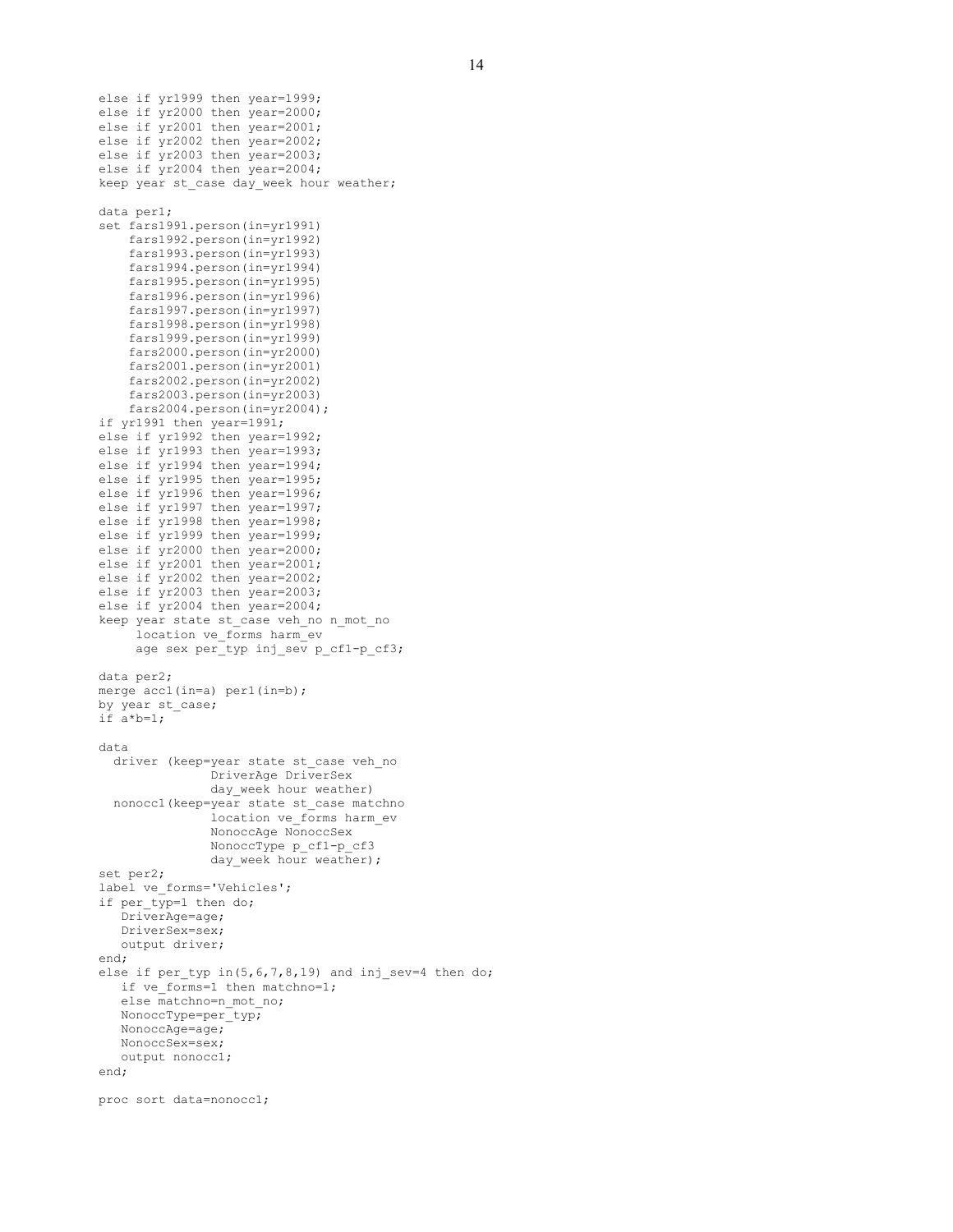```
else if yr1999 then year=1999;
else if yr2000 then year=2000;
else if yr2001 then year=2001;
else if yr2002 then year=2002;
else if yr2003 then year=2003;
else if yr2004 then year=2004;
keep year st_case day_week hour weather;

data per1;
set fars1991.person(in=yr1991)
    fars1992.person(in=yr1992)
    fars1993.person(in=yr1993)
    fars1994.person(in=yr1994)
    fars1995.person(in=yr1995)
    fars1996.person(in=yr1996)
    fars1997.person(in=yr1997)
    fars1998.person(in=yr1998)
    fars1999.person(in=yr1999)
    fars2000.person(in=yr2000)
    fars2001.person(in=yr2001)
    fars2002.person(in=yr2002)
    fars2003.person(in=yr2003)
    fars2004.person(in=yr2004);
if yr1991 then year=1991;
else if yr1992 then year=1992;
else if yr1993 then year=1993;
else if yr1994 then year=1994;
else if yr1995 then year=1995;
else if yr1996 then year=1996;
else if yr1997 then year=1997;
else if yr1998 then year=1998;
else if yr1999 then year=1999;
else if yr2000 then year=2000;
else if yr2001 then year=2001;
else if yr2002 then year=2002;
else if yr2003 then year=2003;
else if yr2004 then year=2004;
keep year state st_case veh_no n_mot_no
     location ve_forms harm_ev
     age sex per_typ inj_sev p_cf1-p_cf3;

data per2;
merge acc1(in=a) per1(in=b);
by year st_case;
if a*b=1;

data
  driver (keep=year state st_case veh_no
               DriverAge DriverSex
               day_week hour weather)
  nonocc1(keep=year state st_case matchno
               location ve_forms harm_ev
               NonoccAge NonoccSex
               NonoccType p_cf1-p_cf3
               day_week hour weather);
set per2;
label ve_forms='Vehicles';
if per_typ=1 then do;
   DriverAge=age;
   DriverSex=sex;
   output driver;
end;
else if per_typ in(5,6,7,8,19) and inj_sev=4 then do;
   if ve_forms=1 then matchno=1;
   else matchno=n_mot_no;
   NonoccType=per_typ;
   NonoccAge=age;
   NonoccSex=sex;
   output nonocc1;
end;

proc sort data=nonocc1;
```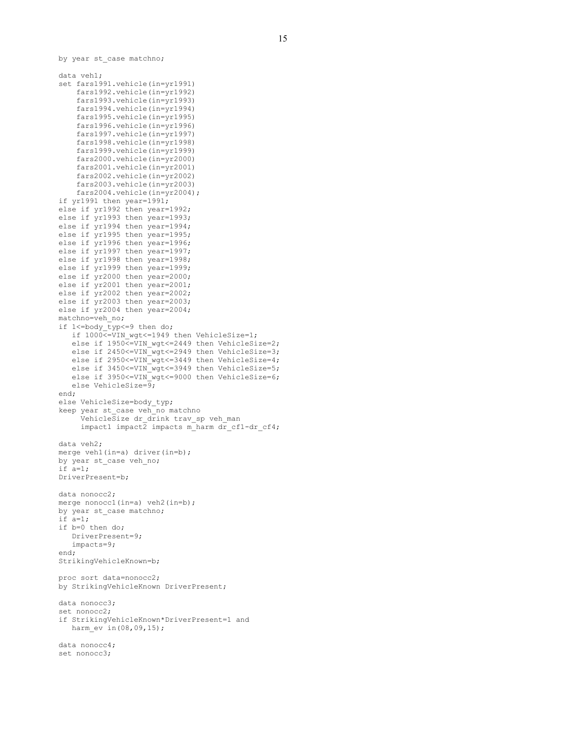```
by year st_case matchno;

data veh1;
set fars1991.vehicle(in=yr1991)
    fars1992.vehicle(in=yr1992)
    fars1993.vehicle(in=yr1993)
    fars1994.vehicle(in=yr1994)
    fars1995.vehicle(in=yr1995)
    fars1996.vehicle(in=yr1996)
    fars1997.vehicle(in=yr1997)
    fars1998.vehicle(in=yr1998)
    fars1999.vehicle(in=yr1999)
    fars2000.vehicle(in=yr2000)
    fars2001.vehicle(in=yr2001)
    fars2002.vehicle(in=yr2002)
    fars2003.vehicle(in=yr2003)
    fars2004.vehicle(in=yr2004);
if yr1991 then year=1991;
else if yr1992 then year=1992;
else if yr1993 then year=1993;
else if yr1994 then year=1994;
else if yr1995 then year=1995;
else if yr1996 then year=1996;
else if yr1997 then year=1997;
else if yr1998 then year=1998;
else if yr1999 then year=1999;
else if yr2000 then year=2000;
else if yr2001 then year=2001;
else if yr2002 then year=2002;
else if yr2003 then year=2003;
else if yr2004 then year=2004;
matchno=veh_no;
if 1<=body_typ<=9 then do;
   if 1000<=VIN_wgt<=1949 then VehicleSize=1;
   else if 1950<=VIN_wgt<=2449 then VehicleSize=2;
   else if 2450<=VIN_wgt<=2949 then VehicleSize=3;
   else if 2950<=VIN_wgt<=3449 then VehicleSize=4;
   else if 3450<=VIN_wgt<=3949 then VehicleSize=5;
   else if 3950<=VIN_wgt<=9000 then VehicleSize=6;
   else VehicleSize=9;
end;
else VehicleSize=body_typ;
keep year st_case veh_no matchno
     VehicleSize dr_drink trav_sp veh_man
     impact1 impact2 impacts m_harm dr_cf1-dr_cf4;

data veh2;
merge veh1(in=a) driver(in=b);
by year st_case veh_no;
if a=1;
DriverPresent=b;

data nonocc2;
merge nonocc1(in=a) veh2(in=b);
by year st_case matchno;
if a=1;
if b=0 then do;
   DriverPresent=9;
   impacts=9;
end;
StrikingVehicleKnown=b;

proc sort data=nonocc2;
by StrikingVehicleKnown DriverPresent;

data nonocc3;
set nonocc2;
if StrikingVehicleKnown*DriverPresent=1 and
   harm_ev in(08,09,15);

data nonocc4;
set nonocc3;
```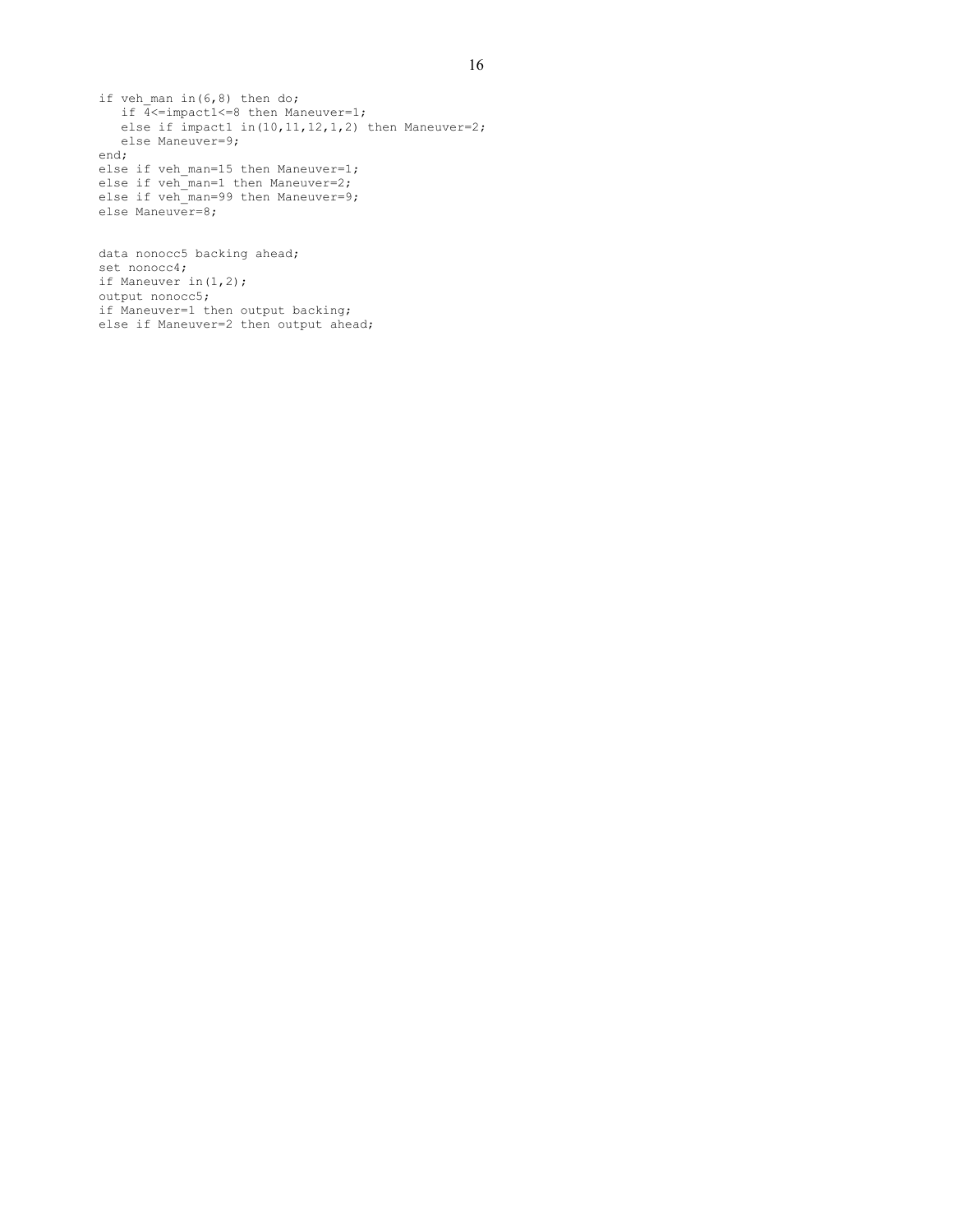```
if veh_man in(6,8) then do;
   if 4<=impact1<=8 then Maneuver=1;
   else if impact1 in(10,11,12,1,2) then Maneuver=2;
   else Maneuver=9;
end;
else if veh_man=15 then Maneuver=1;
else if veh_man=1 then Maneuver=2;
else if veh_man=99 then Maneuver=9;
else Maneuver=8;


data nonocc5 backing ahead;
set nonocc4;
if Maneuver in(1,2);
output nonocc5;
if Maneuver=1 then output backing;
else if Maneuver=2 then output ahead;
```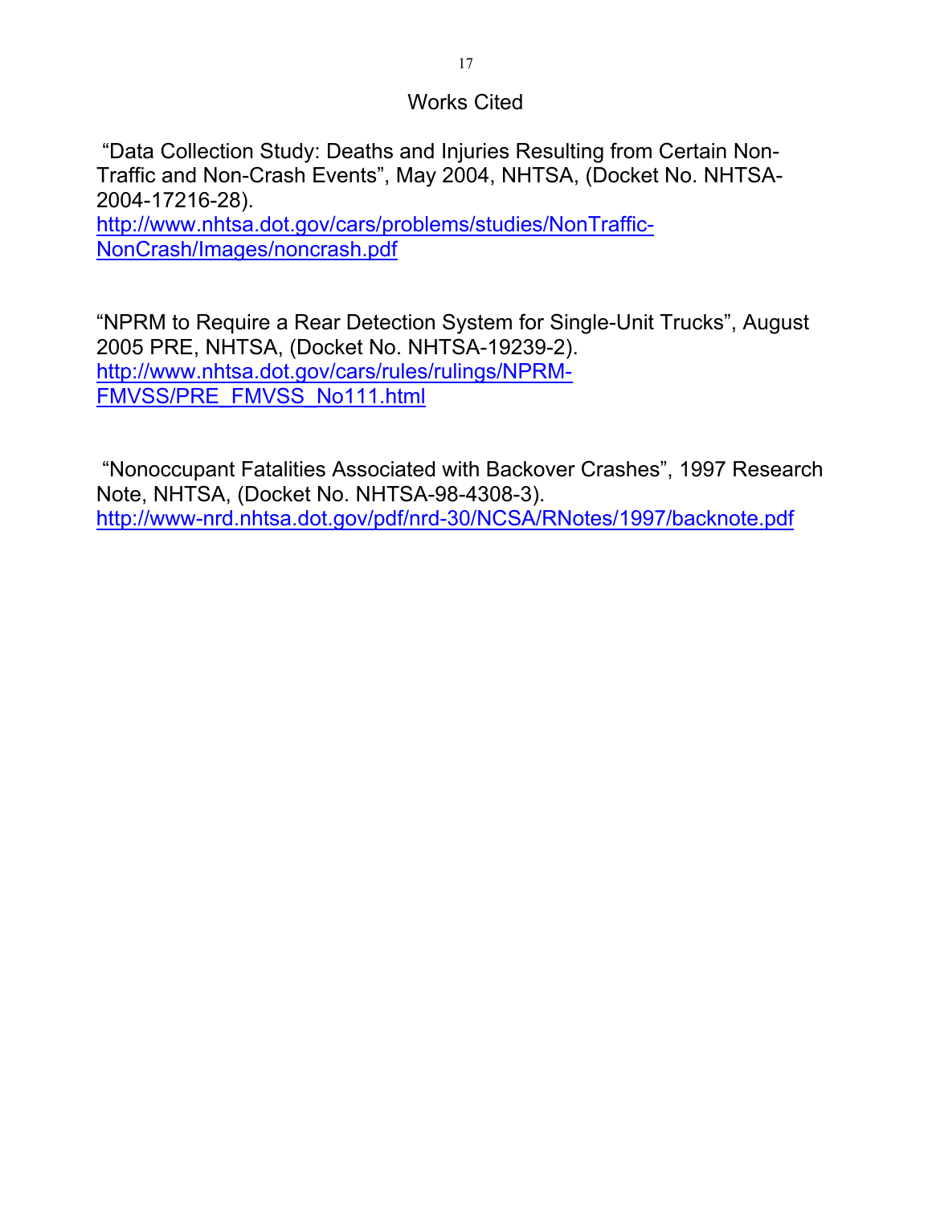## Works Cited

"Data Collection Study: Deaths and Injuries Resulting from Certain Non-Traffic and Non-Crash Events", May 2004, NHTSA, (Docket No. NHTSA-2004-17216-28).
http://www.nhtsa.dot.gov/cars/problems/studies/NonTraffic-NonCrash/Images/noncrash.pdf

"NPRM to Require a Rear Detection System for Single-Unit Trucks", August 2005 PRE, NHTSA, (Docket No. NHTSA-19239-2).
http://www.nhtsa.dot.gov/cars/rules/rulings/NPRM-FMVSS/PRE_FMVSS_No111.html

"Nonoccupant Fatalities Associated with Backover Crashes", 1997 Research Note, NHTSA, (Docket No. NHTSA-98-4308-3).
http://www-nrd.nhtsa.dot.gov/pdf/nrd-30/NCSA/RNotes/1997/backnote.pdf